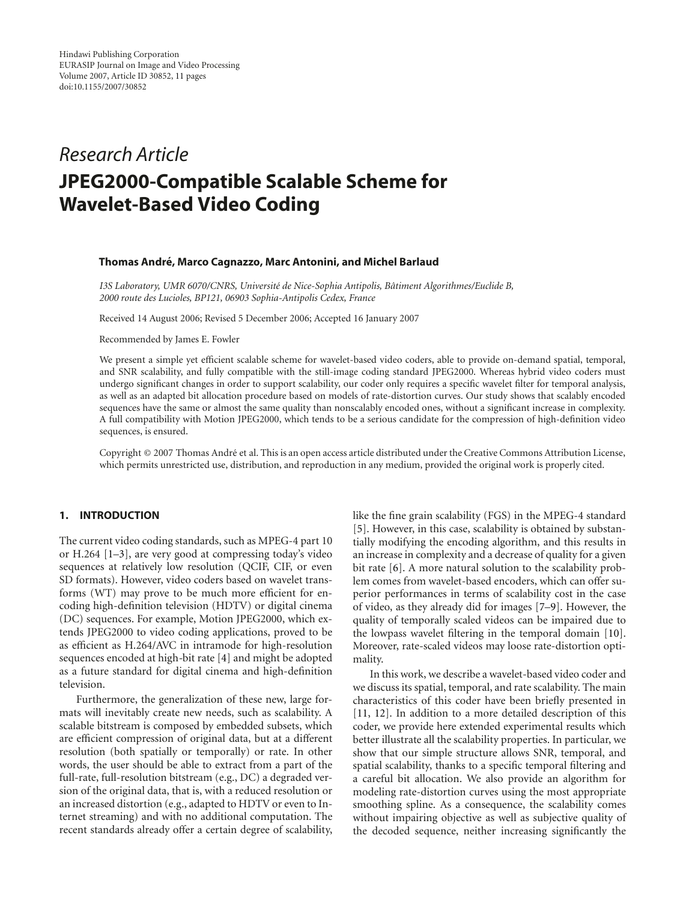Hindawi Publishing Corporation
EURASIP Journal on Image and Video Processing
Volume 2007, Article ID 30852, 11 pages
doi:10.1155/2007/30852

*Research Article*

# JPEG2000-Compatible Scalable Scheme for Wavelet-Based Video Coding

**Thomas André, Marco Cagnazzo, Marc Antonini, and Michel Barlaud**

*I3S Laboratory, UMR 6070/CNRS, Université de Nice-Sophia Antipolis, Bâtiment Algorithmes/Euclide B, 2000 route des Lucioles, BP121, 06903 Sophia-Antipolis Cedex, France*

Received 14 August 2006; Revised 5 December 2006; Accepted 16 January 2007

Recommended by James E. Fowler

We present a simple yet efficient scalable scheme for wavelet-based video coders, able to provide on-demand spatial, temporal, and SNR scalability, and fully compatible with the still-image coding standard JPEG2000. Whereas hybrid video coders must undergo significant changes in order to support scalability, our coder only requires a specific wavelet filter for temporal analysis, as well as an adapted bit allocation procedure based on models of rate-distortion curves. Our study shows that scalably encoded sequences have the same or almost the same quality than nonscalably encoded ones, without a significant increase in complexity. A full compatibility with Motion JPEG2000, which tends to be a serious candidate for the compression of high-definition video sequences, is ensured.

Copyright © 2007 Thomas André et al. This is an open access article distributed under the Creative Commons Attribution License, which permits unrestricted use, distribution, and reproduction in any medium, provided the original work is properly cited.

## 1. INTRODUCTION

The current video coding standards, such as MPEG-4 part 10 or H.264 [1–3], are very good at compressing today's video sequences at relatively low resolution (QCIF, CIF, or even SD formats). However, video coders based on wavelet transforms (WT) may prove to be much more efficient for encoding high-definition television (HDTV) or digital cinema (DC) sequences. For example, Motion JPEG2000, which extends JPEG2000 to video coding applications, proved to be as efficient as H.264/AVC in intramode for high-resolution sequences encoded at high-bit rate [4] and might be adopted as a future standard for digital cinema and high-definition television.

Furthermore, the generalization of these new, large formats will inevitably create new needs, such as scalability. A scalable bitstream is composed by embedded subsets, which are efficient compression of original data, but at a different resolution (both spatially or temporally) or rate. In other words, the user should be able to extract from a part of the full-rate, full-resolution bitstream (e.g., DC) a degraded version of the original data, that is, with a reduced resolution or an increased distortion (e.g., adapted to HDTV or even to Internet streaming) and with no additional computation. The recent standards already offer a certain degree of scalability, like the fine grain scalability (FGS) in the MPEG-4 standard [5]. However, in this case, scalability is obtained by substantially modifying the encoding algorithm, and this results in an increase in complexity and a decrease of quality for a given bit rate [6]. A more natural solution to the scalability problem comes from wavelet-based encoders, which can offer superior performances in terms of scalability cost in the case of video, as they already did for images [7–9]. However, the quality of temporally scaled videos can be impaired due to the lowpass wavelet filtering in the temporal domain [10]. Moreover, rate-scaled videos may loose rate-distortion optimality.

In this work, we describe a wavelet-based video coder and we discuss its spatial, temporal, and rate scalability. The main characteristics of this coder have been briefly presented in [11, 12]. In addition to a more detailed description of this coder, we provide here extended experimental results which better illustrate all the scalability properties. In particular, we show that our simple structure allows SNR, temporal, and spatial scalability, thanks to a specific temporal filtering and a careful bit allocation. We also provide an algorithm for modeling rate-distortion curves using the most appropriate smoothing spline. As a consequence, the scalability comes without impairing objective as well as subjective quality of the decoded sequence, neither increasing significantly the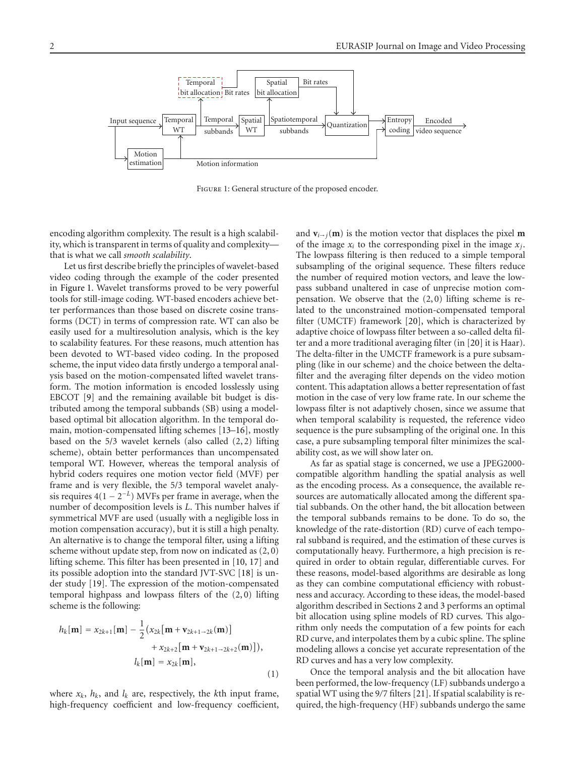FIGURE 1: General structure of the proposed encoder.

encoding algorithm complexity. The result is a high scalability, which is transparent in terms of quality and complexity—that is what we call *smooth scalability*.

Let us first describe briefly the principles of wavelet-based video coding through the example of the coder presented in Figure 1. Wavelet transforms proved to be very powerful tools for still-image coding. WT-based encoders achieve better performances than those based on discrete cosine transforms (DCT) in terms of compression rate. WT can also be easily used for a multiresolution analysis, which is the key to scalability features. For these reasons, much attention has been devoted to WT-based video coding. In the proposed scheme, the input video data firstly undergo a temporal analysis based on the motion-compensated lifted wavelet transform. The motion information is encoded losslessly using EBCOT [9] and the remaining available bit budget is distributed among the temporal subbands (SB) using a model-based optimal bit allocation algorithm. In the temporal domain, motion-compensated lifting schemes [13–16], mostly based on the 5/3 wavelet kernels (also called $(2, 2)$ lifting scheme), obtain better performances than uncompensated temporal WT. However, whereas the temporal analysis of hybrid coders requires one motion vector field (MVF) per frame and is very flexible, the 5/3 temporal wavelet analysis requires $4(1 - 2^{-L})$ MVFs per frame in average, when the number of decomposition levels is $L$. This number halves if symmetrical MVF are used (usually with a negligible loss in motion compensation accuracy), but it is still a high penalty. An alternative is to change the temporal filter, using a lifting scheme without update step, from now on indicated as $(2, 0)$ lifting scheme. This filter has been presented in [10, 17] and its possible adoption into the standard JVT-SVC [18] is under study [19]. The expression of the motion-compensated temporal highpass and lowpass filters of the $(2, 0)$ lifting scheme is the following:

$$
\begin{aligned}
h_k[\mathbf{m}] &= x_{2k+1}[\mathbf{m}] - \frac{1}{2}\big(x_{2k}[\mathbf{m} + \mathbf{v}_{2k+1\to 2k}(\mathbf{m})] \\
&\qquad + x_{2k+2}[\mathbf{m} + \mathbf{v}_{2k+1\to 2k+2}(\mathbf{m})]\big), \\
l_k[\mathbf{m}] &= x_{2k}[\mathbf{m}],
\end{aligned}
\tag{1}
$$

where $x_k$, $h_k$, and $l_k$ are, respectively, the $k$th input frame, high-frequency coefficient and low-frequency coefficient, and $\mathbf{v}_{i\to j}(\mathbf{m})$ is the motion vector that displaces the pixel $\mathbf{m}$ of the image $x_i$ to the corresponding pixel in the image $x_j$. The lowpass filtering is then reduced to a simple temporal subsampling of the original sequence. These filters reduce the number of required motion vectors, and leave the lowpass subband unaltered in case of unprecise motion compensation. We observe that the $(2, 0)$ lifting scheme is related to the unconstrained motion-compensated temporal filter (UMCTF) framework [20], which is characterized by adaptive choice of lowpass filter between a so-called delta filter and a more traditional averaging filter (in [20] it is Haar). The delta-filter in the UMCTF framework is a pure subsampling (like in our scheme) and the choice between the delta-filter and the averaging filter depends on the video motion content. This adaptation allows a better representation of fast motion in the case of very low frame rate. In our scheme the lowpass filter is not adaptively chosen, since we assume that when temporal scalability is requested, the reference video sequence is the pure subsampling of the original one. In this case, a pure subsampling temporal filter minimizes the scalability cost, as we will show later on.

As far as spatial stage is concerned, we use a JPEG2000-compatible algorithm handling the spatial analysis as well as the encoding process. As a consequence, the available resources are automatically allocated among the different spatial subbands. On the other hand, the bit allocation between the temporal subbands remains to be done. To do so, the knowledge of the rate-distortion (RD) curve of each temporal subband is required, and the estimation of these curves is computationally heavy. Furthermore, a high precision is required in order to obtain regular, differentiable curves. For these reasons, model-based algorithms are desirable as long as they can combine computational efficiency with robustness and accuracy. According to these ideas, the model-based algorithm described in Sections 2 and 3 performs an optimal bit allocation using spline models of RD curves. This algorithm only needs the computation of a few points for each RD curve, and interpolates them by a cubic spline. The spline modeling allows a concise yet accurate representation of the RD curves and has a very low complexity.

Once the temporal analysis and the bit allocation have been performed, the low-frequency (LF) subbands undergo a spatial WT using the 9/7 filters [21]. If spatial scalability is required, the high-frequency (HF) subbands undergo the same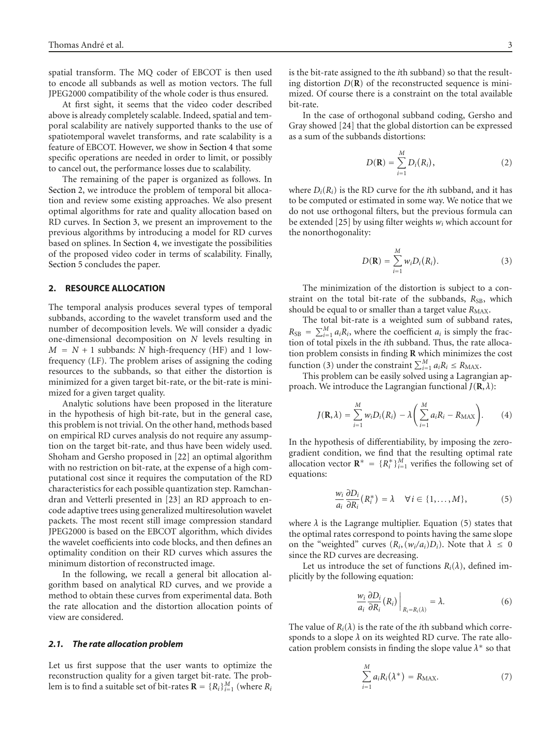spatial transform. The MQ coder of EBCOT is then used to encode all subbands as well as motion vectors. The full JPEG2000 compatibility of the whole coder is thus ensured.

At first sight, it seems that the video coder described above is already completely scalable. Indeed, spatial and temporal scalability are natively supported thanks to the use of spatiotemporal wavelet transforms, and rate scalability is a feature of EBCOT. However, we show in Section 4 that some specific operations are needed in order to limit, or possibly to cancel out, the performance losses due to scalability.

The remaining of the paper is organized as follows. In Section 2, we introduce the problem of temporal bit allocation and review some existing approaches. We also present optimal algorithms for rate and quality allocation based on RD curves. In Section 3, we present an improvement to the previous algorithms by introducing a model for RD curves based on splines. In Section 4, we investigate the possibilities of the proposed video coder in terms of scalability. Finally, Section 5 concludes the paper.

## 2. RESOURCE ALLOCATION

The temporal analysis produces several types of temporal subbands, according to the wavelet transform used and the number of decomposition levels. We will consider a dyadic one-dimensional decomposition on $N$ levels resulting in $M = N + 1$ subbands: $N$ high-frequency (HF) and 1 low-frequency (LF). The problem arises of assigning the coding resources to the subbands, so that either the distortion is minimized for a given target bit-rate, or the bit-rate is minimized for a given target quality.

Analytic solutions have been proposed in the literature in the hypothesis of high bit-rate, but in the general case, this problem is not trivial. On the other hand, methods based on empirical RD curves analysis do not require any assumption on the target bit-rate, and thus have been widely used. Shoham and Gersho proposed in [22] an optimal algorithm with no restriction on bit-rate, at the expense of a high computational cost since it requires the computation of the RD characteristics for each possible quantization step. Ramchandran and Vetterli presented in [23] an RD approach to encode adaptive trees using generalized multiresolution wavelet packets. The most recent still image compression standard JPEG2000 is based on the EBCOT algorithm, which divides the wavelet coefficients into code blocks, and then defines an optimality condition on their RD curves which assures the minimum distortion of reconstructed image.

In the following, we recall a general bit allocation algorithm based on analytical RD curves, and we provide a method to obtain these curves from experimental data. Both the rate allocation and the distortion allocation points of view are considered.

### 2.1. The rate allocation problem

Let us first suppose that the user wants to optimize the reconstruction quality for a given target bit-rate. The problem is to find a suitable set of bit-rates $\mathbf{R} = \{R_i\}_{i=1}^{M}$ (where $R_i$ is the bit-rate assigned to the $i$th subband) so that the resulting distortion $D(\mathbf{R})$ of the reconstructed sequence is minimized. Of course there is a constraint on the total available bit-rate.

In the case of orthogonal subband coding, Gersho and Gray showed [24] that the global distortion can be expressed as a sum of the subbands distortions:

$$D(\mathbf{R}) = \sum_{i=1}^{M} D_i(R_i), \tag{2}$$

where $D_i(R_i)$ is the RD curve for the $i$th subband, and it has to be computed or estimated in some way. We notice that we do not use orthogonal filters, but the previous formula can be extended [25] by using filter weights $w_i$ which account for the nonorthogonality:

$$D(\mathbf{R}) = \sum_{i=1}^{M} w_i D_i(R_i). \tag{3}$$

The minimization of the distortion is subject to a constraint on the total bit-rate of the subbands, $R_{\text{SB}}$, which should be equal to or smaller than a target value $R_{\text{MAX}}$.

The total bit-rate is a weighted sum of subband rates, $R_{\text{SB}} = \sum_{i=1}^{M} a_i R_i$, where the coefficient $a_i$ is simply the fraction of total pixels in the $i$th subband. Thus, the rate allocation problem consists in finding $\mathbf{R}$ which minimizes the cost function (3) under the constraint $\sum_{i=1}^{M} a_i R_i \leq R_{\text{MAX}}$.

This problem can be easily solved using a Lagrangian approach. We introduce the Lagrangian functional $J(\mathbf{R}, \lambda)$:

$$J(\mathbf{R}, \lambda) = \sum_{i=1}^{M} w_i D_i(R_i) - \lambda\left(\sum_{i=1}^{M} a_i R_i - R_{\text{MAX}}\right). \tag{4}$$

In the hypothesis of differentiability, by imposing the zero-gradient condition, we find that the resulting optimal rate allocation vector $\mathbf{R}^* = \{R_i^*\}_{i=1}^{M}$ verifies the following set of equations:

$$\frac{w_i}{a_i}\frac{\partial D_i}{\partial R_i}(R_i^*) = \lambda \quad \forall i \in \{1, \ldots, M\}, \tag{5}$$

where $\lambda$ is the Lagrange multiplier. Equation (5) states that the optimal rates correspond to points having the same slope on the "weighted" curves $(R_i, (w_i/a_i)D_i)$. Note that $\lambda \leq 0$ since the RD curves are decreasing.

Let us introduce the set of functions $R_i(\lambda)$, defined implicitly by the following equation:

$$\frac{w_i}{a_i}\frac{\partial D_i}{\partial R_i}(R_i)\bigg|_{R_i = R_i(\lambda)} = \lambda. \tag{6}$$

The value of $R_i(\lambda)$ is the rate of the $i$th subband which corresponds to a slope $\lambda$ on its weighted RD curve. The rate allocation problem consists in finding the slope value $\lambda^*$ so that

$$\sum_{i=1}^{M} a_i R_i(\lambda^*) = R_{\text{MAX}}. \tag{7}$$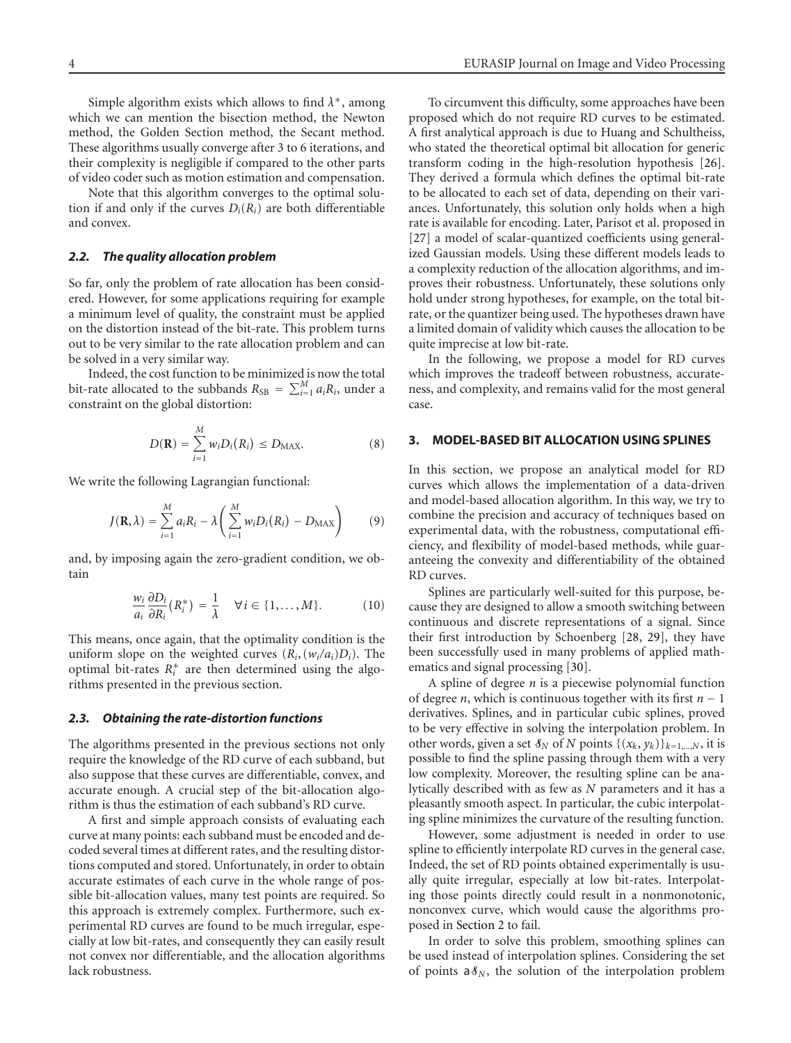Simple algorithm exists which allows to find $\lambda^*$, among which we can mention the bisection method, the Newton method, the Golden Section method, the Secant method. These algorithms usually converge after 3 to 6 iterations, and their complexity is negligible if compared to the other parts of video coder such as motion estimation and compensation.

Note that this algorithm converges to the optimal solution if and only if the curves $D_i(R_i)$ are both differentiable and convex.

### *2.2. The quality allocation problem*

So far, only the problem of rate allocation has been considered. However, for some applications requiring for example a minimum level of quality, the constraint must be applied on the distortion instead of the bit-rate. This problem turns out to be very similar to the rate allocation problem and can be solved in a very similar way.

Indeed, the cost function to be minimized is now the total bit-rate allocated to the subbands $R_{\text{SB}} = \sum_{i=1}^{M} a_i R_i$, under a constraint on the global distortion:

$$D(\mathbf{R}) = \sum_{i=1}^{M} w_i D_i(R_i) \le D_{\text{MAX}}. \tag{8}$$

We write the following Lagrangian functional:

$$J(\mathbf{R}, \lambda) = \sum_{i=1}^{M} a_i R_i - \lambda \left( \sum_{i=1}^{M} w_i D_i(R_i) - D_{\text{MAX}} \right) \tag{9}$$

and, by imposing again the zero-gradient condition, we obtain

$$\frac{w_i}{a_i} \frac{\partial D_i}{\partial R_i}(R_i^*) = \frac{1}{\lambda} \quad \forall i \in \{1, \ldots, M\}. \tag{10}$$

This means, once again, that the optimality condition is the uniform slope on the weighted curves $(R_i, (w_i/a_i)D_i)$. The optimal bit-rates $R_i^*$ are then determined using the algorithms presented in the previous section.

### *2.3. Obtaining the rate-distortion functions*

The algorithms presented in the previous sections not only require the knowledge of the RD curve of each subband, but also suppose that these curves are differentiable, convex, and accurate enough. A crucial step of the bit-allocation algorithm is thus the estimation of each subband's RD curve.

A first and simple approach consists of evaluating each curve at many points: each subband must be encoded and decoded several times at different rates, and the resulting distortions computed and stored. Unfortunately, in order to obtain accurate estimates of each curve in the whole range of possible bit-allocation values, many test points are required. So this approach is extremely complex. Furthermore, such experimental RD curves are found to be much irregular, especially at low bit-rates, and consequently they can easily result not convex nor differentiable, and the allocation algorithms lack robustness.

To circumvent this difficulty, some approaches have been proposed which do not require RD curves to be estimated. A first analytical approach is due to Huang and Schultheiss, who stated the theoretical optimal bit allocation for generic transform coding in the high-resolution hypothesis [26]. They derived a formula which defines the optimal bit-rate to be allocated to each set of data, depending on their variances. Unfortunately, this solution only holds when a high rate is available for encoding. Later, Parisot et al. proposed in [27] a model of scalar-quantized coefficients using generalized Gaussian models. Using these different models leads to a complexity reduction of the allocation algorithms, and improves their robustness. Unfortunately, these solutions only hold under strong hypotheses, for example, on the total bit-rate, or the quantizer being used. The hypotheses drawn have a limited domain of validity which causes the allocation to be quite imprecise at low bit-rate.

In the following, we propose a model for RD curves which improves the tradeoff between robustness, accurateness, and complexity, and remains valid for the most general case.

## 3. MODEL-BASED BIT ALLOCATION USING SPLINES

In this section, we propose an analytical model for RD curves which allows the implementation of a data-driven and model-based allocation algorithm. In this way, we try to combine the precision and accuracy of techniques based on experimental data, with the robustness, computational efficiency, and flexibility of model-based methods, while guaranteeing the convexity and differentiability of the obtained RD curves.

Splines are particularly well-suited for this purpose, because they are designed to allow a smooth switching between continuous and discrete representations of a signal. Since their first introduction by Schoenberg [28, 29], they have been successfully used in many problems of applied mathematics and signal processing [30].

A spline of degree $n$ is a piecewise polynomial function of degree $n$, which is continuous together with its first $n - 1$ derivatives. Splines, and in particular cubic splines, proved to be very effective in solving the interpolation problem. In other words, given a set $\mathcal{S}_N$ of $N$ points $\{(x_k, y_k)\}_{k=1,\ldots,N}$, it is possible to find the spline passing through them with a very low complexity. Moreover, the resulting spline can be analytically described with as few as $N$ parameters and it has a pleasantly smooth aspect. In particular, the cubic interpolating spline minimizes the curvature of the resulting function.

However, some adjustment is needed in order to use spline to efficiently interpolate RD curves in the general case. Indeed, the set of RD points obtained experimentally is usually quite irregular, especially at low bit-rates. Interpolating those points directly could result in a nonmonotonic, nonconvex curve, which would cause the algorithms proposed in Section 2 to fail.

In order to solve this problem, smoothing splines can be used instead of interpolation splines. Considering the set of points a$\mathcal{S}_N$, the solution of the interpolation problem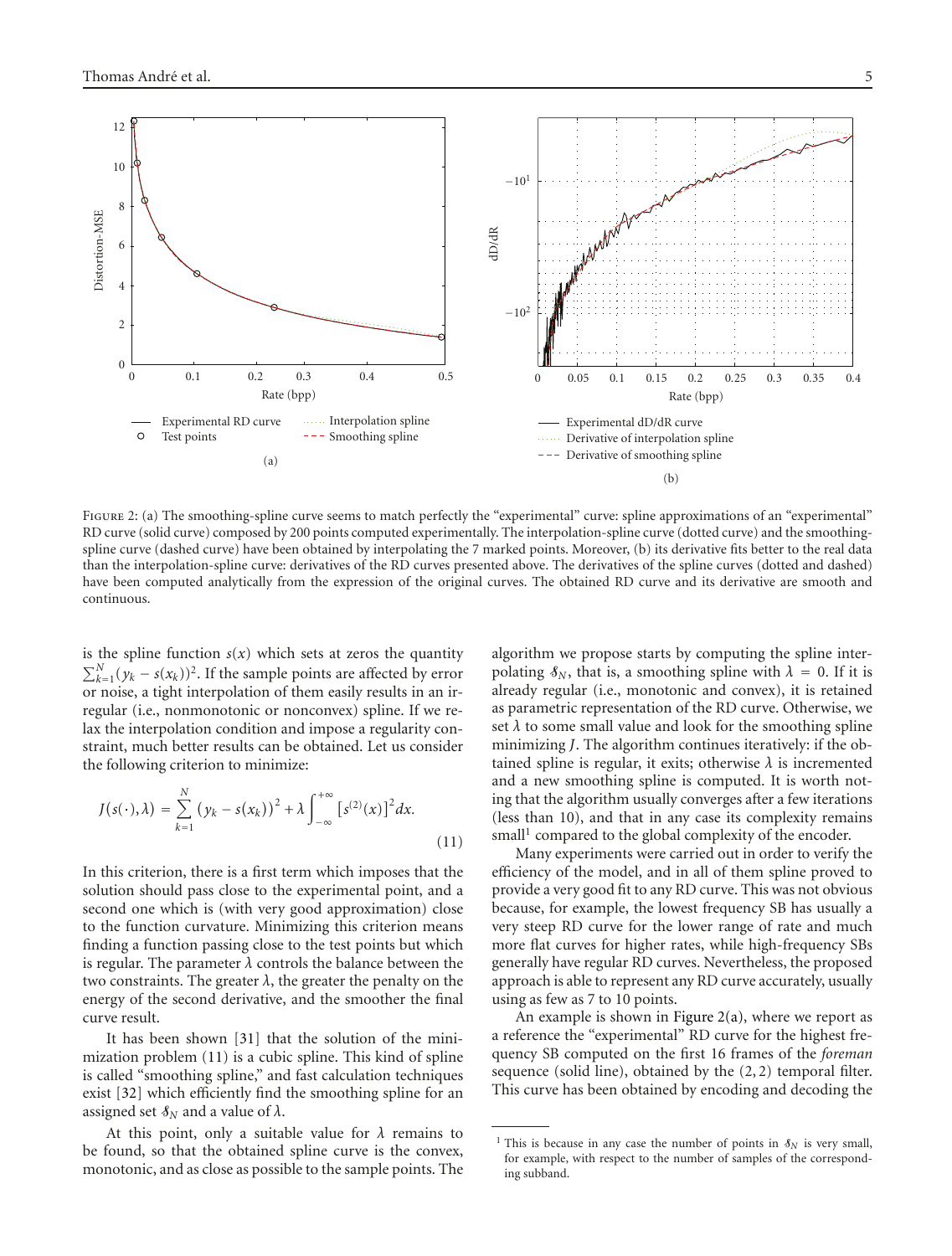Figure 2: (a) The smoothing-spline curve seems to match perfectly the "experimental" curve: spline approximations of an "experimental" RD curve (solid curve) composed by 200 points computed experimentally. The interpolation-spline curve (dotted curve) and the smoothing-spline curve (dashed curve) have been obtained by interpolating the 7 marked points. Moreover, (b) its derivative fits better to the real data than the interpolation-spline curve: derivatives of the RD curves presented above. The derivatives of the spline curves (dotted and dashed) have been computed analytically from the expression of the original curves. The obtained RD curve and its derivative are smooth and continuous.

is the spline function $s(x)$ which sets at zeros the quantity $\sum_{k=1}^{N}(y_k - s(x_k))^2$. If the sample points are affected by error or noise, a tight interpolation of them easily results in an irregular (i.e., nonmonotonic or nonconvex) spline. If we relax the interpolation condition and impose a regularity constraint, much better results can be obtained. Let us consider the following criterion to minimize:

$$J(s(\cdot), \lambda) = \sum_{k=1}^{N} (y_k - s(x_k))^2 + \lambda \int_{-\infty}^{+\infty} [s^{(2)}(x)]^2 dx. \tag{11}$$

In this criterion, there is a first term which imposes that the solution should pass close to the experimental point, and a second one which is (with very good approximation) close to the function curvature. Minimizing this criterion means finding a function passing close to the test points but which is regular. The parameter $\lambda$ controls the balance between the two constraints. The greater $\lambda$, the greater the penalty on the energy of the second derivative, and the smoother the final curve result.

It has been shown [31] that the solution of the minimization problem (11) is a cubic spline. This kind of spline is called "smoothing spline," and fast calculation techniques exist [32] which efficiently find the smoothing spline for an assigned set $\mathcal{S}_N$ and a value of $\lambda$.

At this point, only a suitable value for $\lambda$ remains to be found, so that the obtained spline curve is the convex, monotonic, and as close as possible to the sample points. The algorithm we propose starts by computing the spline interpolating $\mathcal{S}_N$, that is, a smoothing spline with $\lambda = 0$. If it is already regular (i.e., monotonic and convex), it is retained as parametric representation of the RD curve. Otherwise, we set $\lambda$ to some small value and look for the smoothing spline minimizing $J$. The algorithm continues iteratively: if the obtained spline is regular, it exits; otherwise $\lambda$ is incremented and a new smoothing spline is computed. It is worth noting that the algorithm usually converges after a few iterations (less than 10), and that in any case its complexity remains small[1] compared to the global complexity of the encoder.

Many experiments were carried out in order to verify the efficiency of the model, and in all of them spline proved to provide a very good fit to any RD curve. This was not obvious because, for example, the lowest frequency SB has usually a very steep RD curve for the lower range of rate and much more flat curves for higher rates, while high-frequency SBs generally have regular RD curves. Nevertheless, the proposed approach is able to represent any RD curve accurately, usually using as few as 7 to 10 points.

An example is shown in Figure 2(a), where we report as a reference the "experimental" RD curve for the highest frequency SB computed on the first 16 frames of the *foreman* sequence (solid line), obtained by the (2, 2) temporal filter. This curve has been obtained by encoding and decoding the

[1] This is because in any case the number of points in $\mathcal{S}_N$ is very small, for example, with respect to the number of samples of the corresponding subband.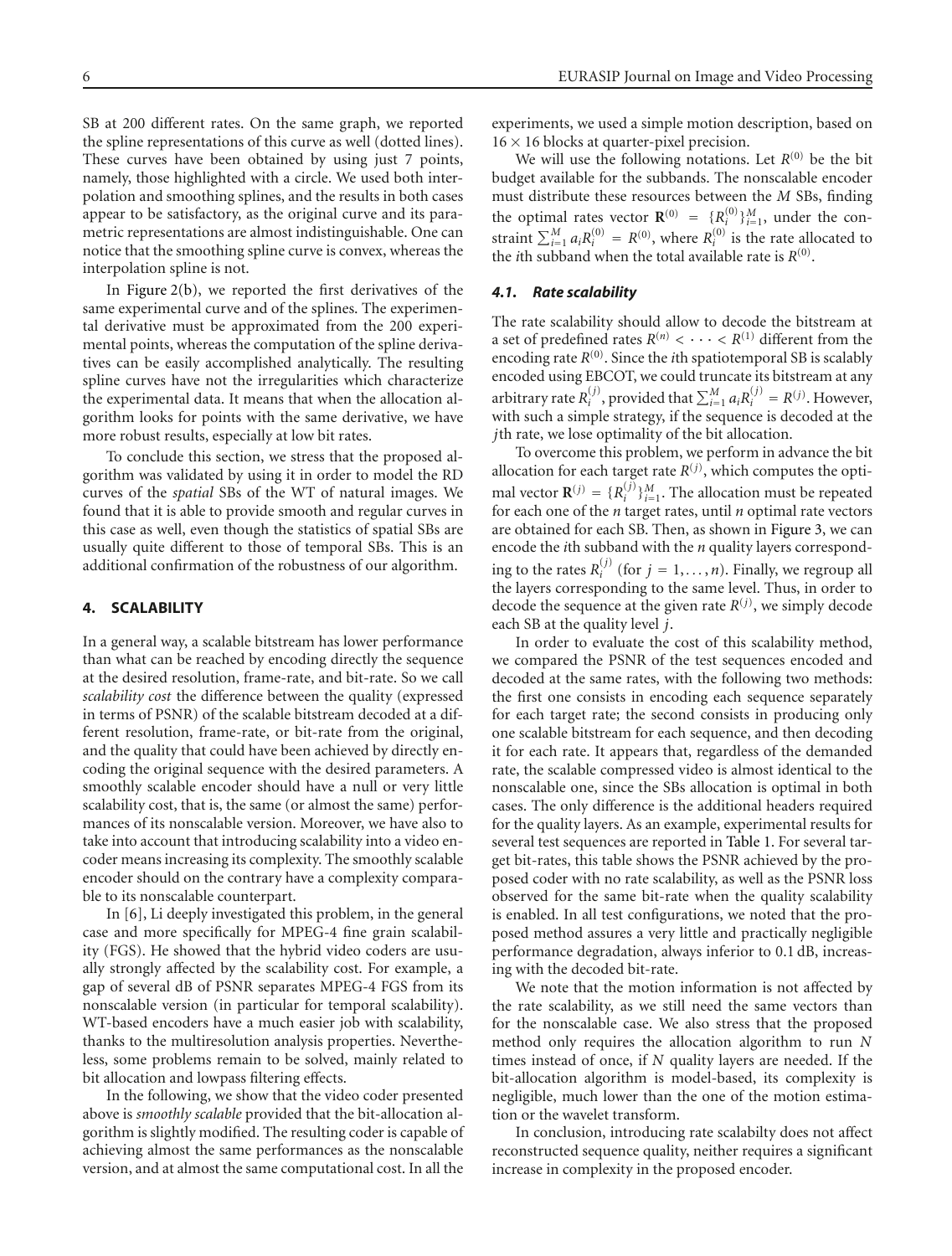SB at 200 different rates. On the same graph, we reported the spline representations of this curve as well (dotted lines). These curves have been obtained by using just 7 points, namely, those highlighted with a circle. We used both interpolation and smoothing splines, and the results in both cases appear to be satisfactory, as the original curve and its parametric representations are almost indistinguishable. One can notice that the smoothing spline curve is convex, whereas the interpolation spline is not.

In Figure 2(b), we reported the first derivatives of the same experimental curve and of the splines. The experimental derivative must be approximated from the 200 experimental points, whereas the computation of the spline derivatives can be easily accomplished analytically. The resulting spline curves have not the irregularities which characterize the experimental data. It means that when the allocation algorithm looks for points with the same derivative, we have more robust results, especially at low bit rates.

To conclude this section, we stress that the proposed algorithm was validated by using it in order to model the RD curves of the *spatial* SBs of the WT of natural images. We found that it is able to provide smooth and regular curves in this case as well, even though the statistics of spatial SBs are usually quite different to those of temporal SBs. This is an additional confirmation of the robustness of our algorithm.

## 4. SCALABILITY

In a general way, a scalable bitstream has lower performance than what can be reached by encoding directly the sequence at the desired resolution, frame-rate, and bit-rate. So we call *scalability cost* the difference between the quality (expressed in terms of PSNR) of the scalable bitstream decoded at a different resolution, frame-rate, or bit-rate from the original, and the quality that could have been achieved by directly encoding the original sequence with the desired parameters. A smoothly scalable encoder should have a null or very little scalability cost, that is, the same (or almost the same) performances of its nonscalable version. Moreover, we have also to take into account that introducing scalability into a video encoder means increasing its complexity. The smoothly scalable encoder should on the contrary have a complexity comparable to its nonscalable counterpart.

In [6], Li deeply investigated this problem, in the general case and more specifically for MPEG-4 fine grain scalability (FGS). He showed that the hybrid video coders are usually strongly affected by the scalability cost. For example, a gap of several dB of PSNR separates MPEG-4 FGS from its nonscalable version (in particular for temporal scalability). WT-based encoders have a much easier job with scalability, thanks to the multiresolution analysis properties. Nevertheless, some problems remain to be solved, mainly related to bit allocation and lowpass filtering effects.

In the following, we show that the video coder presented above is *smoothly scalable* provided that the bit-allocation algorithm is slightly modified. The resulting coder is capable of achieving almost the same performances as the nonscalable version, and at almost the same computational cost. In all the experiments, we used a simple motion description, based on $16 \times 16$ blocks at quarter-pixel precision.

We will use the following notations. Let $R^{(0)}$ be the bit budget available for the subbands. The nonscalable encoder must distribute these resources between the $M$ SBs, finding the optimal rates vector $\mathbf{R}^{(0)} = \{R_i^{(0)}\}_{i=1}^{M}$, under the constraint $\sum_{i=1}^{M} a_i R_i^{(0)} = R^{(0)}$, where $R_i^{(0)}$ is the rate allocated to the $i$th subband when the total available rate is $R^{(0)}$.

### 4.1. Rate scalability

The rate scalability should allow to decode the bitstream at a set of predefined rates $R^{(n)} < \cdots < R^{(1)}$ different from the encoding rate $R^{(0)}$. Since the $i$th spatiotemporal SB is scalably encoded using EBCOT, we could truncate its bitstream at any arbitrary rate $R_i^{(j)}$, provided that $\sum_{i=1}^{M} a_i R_i^{(j)} = R^{(j)}$. However, with such a simple strategy, if the sequence is decoded at the $j$th rate, we lose optimality of the bit allocation.

To overcome this problem, we perform in advance the bit allocation for each target rate $R^{(j)}$, which computes the optimal vector $\mathbf{R}^{(j)} = \{R_i^{(j)}\}_{i=1}^{M}$. The allocation must be repeated for each one of the $n$ target rates, until $n$ optimal rate vectors are obtained for each SB. Then, as shown in Figure 3, we can encode the $i$th subband with the $n$ quality layers corresponding to the rates $R_i^{(j)}$ (for $j = 1, \ldots, n$). Finally, we regroup all the layers corresponding to the same level. Thus, in order to decode the sequence at the given rate $R^{(j)}$, we simply decode each SB at the quality level $j$.

In order to evaluate the cost of this scalability method, we compared the PSNR of the test sequences encoded and decoded at the same rates, with the following two methods: the first one consists in encoding each sequence separately for each target rate; the second consists in producing only one scalable bitstream for each sequence, and then decoding it for each rate. It appears that, regardless of the demanded rate, the scalable compressed video is almost identical to the nonscalable one, since the SBs allocation is optimal in both cases. The only difference is the additional headers required for the quality layers. As an example, experimental results for several test sequences are reported in Table 1. For several target bit-rates, this table shows the PSNR achieved by the proposed coder with no rate scalability, as well as the PSNR loss observed for the same bit-rate when the quality scalability is enabled. In all test configurations, we noted that the proposed method assures a very little and practically negligible performance degradation, always inferior to 0.1 dB, increasing with the decoded bit-rate.

We note that the motion information is not affected by the rate scalability, as we still need the same vectors than for the nonscalable case. We also stress that the proposed method only requires the allocation algorithm to run $N$ times instead of once, if $N$ quality layers are needed. If the bit-allocation algorithm is model-based, its complexity is negligible, much lower than the one of the motion estimation or the wavelet transform.

In conclusion, introducing rate scalabilty does not affect reconstructed sequence quality, neither requires a significant increase in complexity in the proposed encoder.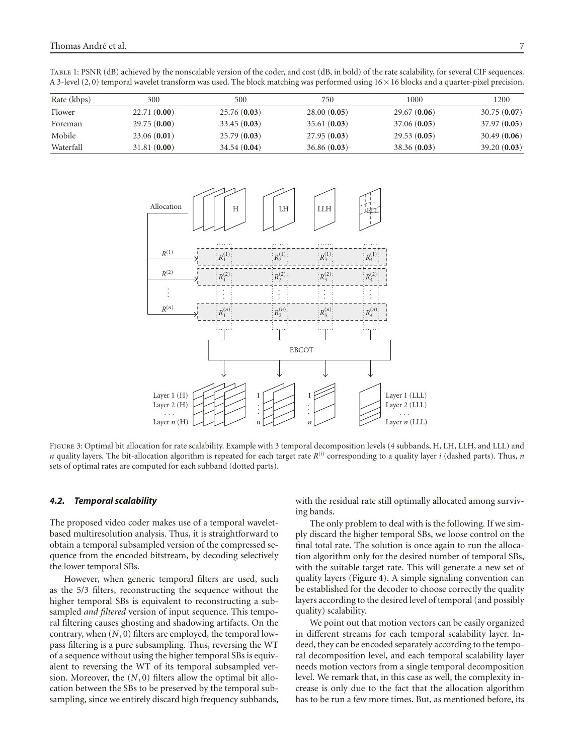Table 1: PSNR (dB) achieved by the nonscalable version of the coder, and cost (dB, in bold) of the rate scalability, for several CIF sequences. A 3-level (2, 0) temporal wavelet transform was used. The block matching was performed using $16 \times 16$ blocks and a quarter-pixel precision.

| Rate (kbps) | 300 | 500 | 750 | 1000 | 1200 |
|---|---|---|---|---|---|
| Flower | 22.71 (**0.00**) | 25.76 (**0.03**) | 28.00 (**0.05**) | 29.67 (**0.06**) | 30.75 (**0.07**) |
| Foreman | 29.75 (**0.00**) | 33.45 (**0.03**) | 35.61 (**0.03**) | 37.06 (**0.05**) | 37.97 (**0.05**) |
| Mobile | 23.06 (**0.01**) | 25.79 (**0.03**) | 27.95 (**0.03**) | 29.53 (**0.05**) | 30.49 (**0.06**) |
| Waterfall | 31.81 (**0.00**) | 34.54 (**0.04**) | 36.86 (**0.03**) | 38.36 (**0.03**) | 39.20 (**0.03**) |

Figure 3: Optimal bit allocation for rate scalability. Example with 3 temporal decomposition levels (4 subbands, H, LH, LLH, and LLL) and $n$ quality layers. The bit-allocation algorithm is repeated for each target rate $R^{(i)}$ corresponding to a quality layer $i$ (dashed parts). Thus, $n$ sets of optimal rates are computed for each subband (dotted parts).

### 4.2. Temporal scalability

The proposed video coder makes use of a temporal wavelet-based multiresolution analysis. Thus, it is straightforward to obtain a temporal subsampled version of the compressed sequence from the encoded bitstream, by decoding selectively the lower temporal SBs.

However, when generic temporal filters are used, such as the 5/3 filters, reconstructing the sequence without the higher temporal SBs is equivalent to reconstructing a subsampled *and filtered* version of input sequence. This temporal filtering causes ghosting and shadowing artifacts. On the contrary, when $(N, 0)$ filters are employed, the temporal lowpass filtering is a pure subsampling. Thus, reversing the WT of a sequence without using the higher temporal SBs is equivalent to reversing the WT of its temporal subsampled version. Moreover, the $(N, 0)$ filters allow the optimal bit allocation between the SBs to be preserved by the temporal subsampling, since we entirely discard high frequency subbands, with the residual rate still optimally allocated among surviving bands.

The only problem to deal with is the following. If we simply discard the higher temporal SBs, we loose control on the final total rate. The solution is once again to run the allocation algorithm only for the desired number of temporal SBs, with the suitable target rate. This will generate a new set of quality layers (Figure 4). A simple signaling convention can be established for the decoder to choose correctly the quality layers according to the desired level of temporal (and possibly quality) scalability.

We point out that motion vectors can be easily organized in different streams for each temporal scalability layer. Indeed, they can be encoded separately according to the temporal decomposition level, and each temporal scalability layer needs motion vectors from a single temporal decomposition level. We remark that, in this case as well, the complexity increase is only due to the fact that the allocation algorithm has to be run a few more times. But, as mentioned before, its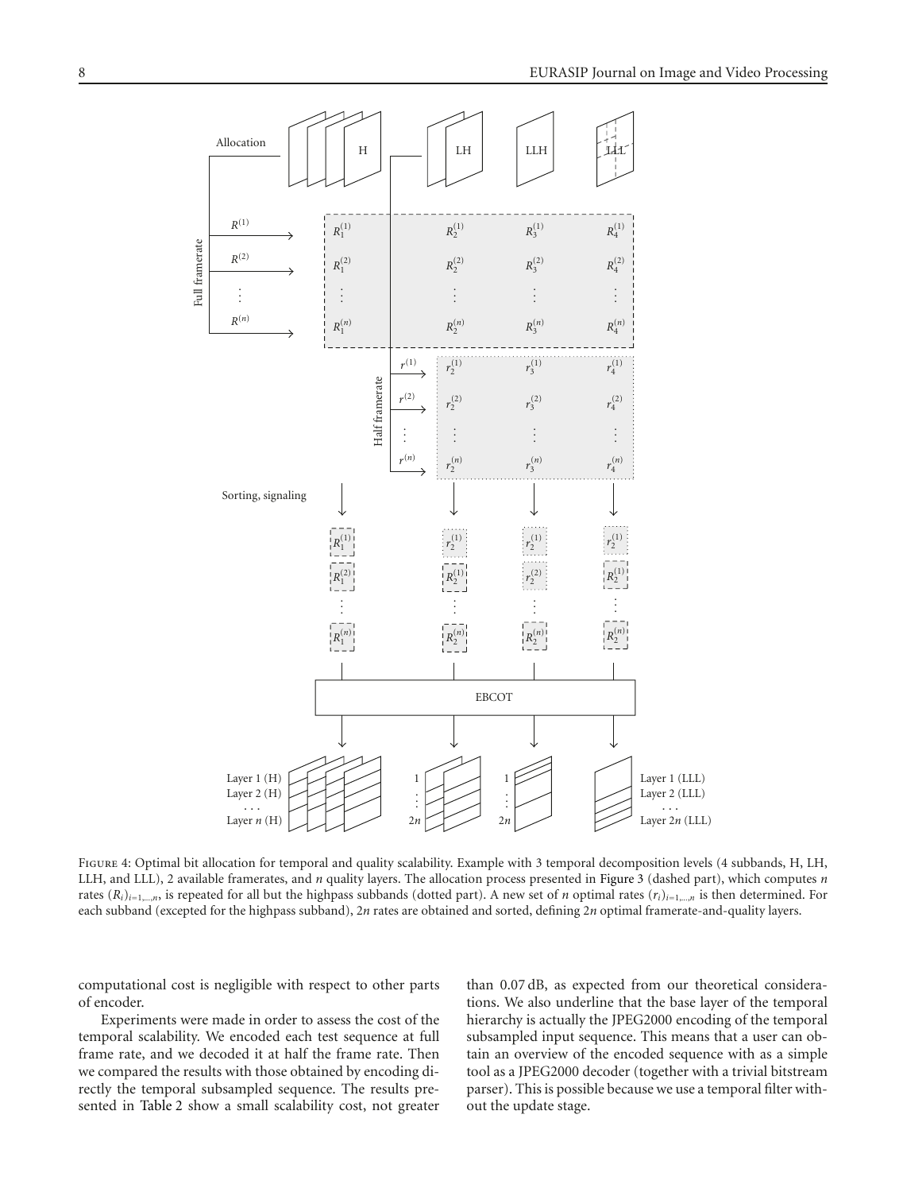Figure 4: Optimal bit allocation for temporal and quality scalability. Example with 3 temporal decomposition levels (4 subbands, H, LH, LLH, and LLL), 2 available framerates, and $n$ quality layers. The allocation process presented in Figure 3 (dashed part), which computes $n$ rates $(R_i)_{i=1,\ldots,n}$, is repeated for all but the highpass subbands (dotted part). A new set of $n$ optimal rates $(r_i)_{i=1,\ldots,n}$ is then determined. For each subband (excepted for the highpass subband), $2n$ rates are obtained and sorted, defining $2n$ optimal framerate-and-quality layers.

computational cost is negligible with respect to other parts of encoder.

Experiments were made in order to assess the cost of the temporal scalability. We encoded each test sequence at full frame rate, and we decoded it at half the frame rate. Then we compared the results with those obtained by encoding directly the temporal subsampled sequence. The results presented in Table 2 show a small scalability cost, not greater than 0.07 dB, as expected from our theoretical considerations. We also underline that the base layer of the temporal hierarchy is actually the JPEG2000 encoding of the temporal subsampled input sequence. This means that a user can obtain an overview of the encoded sequence with as a simple tool as a JPEG2000 decoder (together with a trivial bitstream parser). This is possible because we use a temporal filter without the update stage.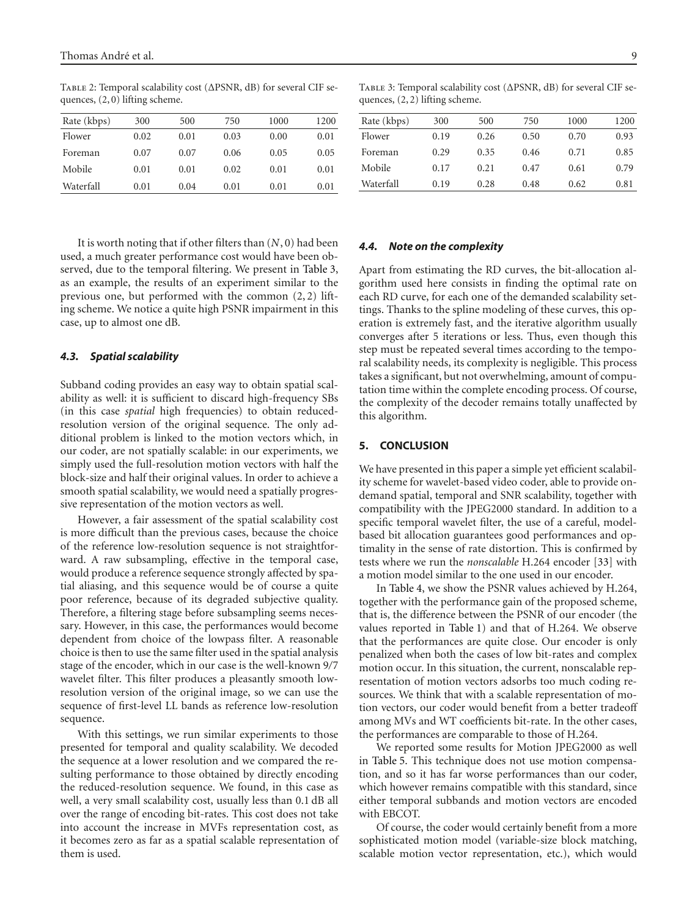Table 2: Temporal scalability cost (ΔPSNR, dB) for several CIF sequences, $(2,0)$ lifting scheme.

| Rate (kbps) | 300 | 500 | 750 | 1000 | 1200 |
|---|---|---|---|---|---|
| Flower | 0.02 | 0.01 | 0.03 | 0.00 | 0.01 |
| Foreman | 0.07 | 0.07 | 0.06 | 0.05 | 0.05 |
| Mobile | 0.01 | 0.01 | 0.02 | 0.01 | 0.01 |
| Waterfall | 0.01 | 0.04 | 0.01 | 0.01 | 0.01 |

Table 3: Temporal scalability cost (ΔPSNR, dB) for several CIF sequences, $(2,2)$ lifting scheme.

| Rate (kbps) | 300 | 500 | 750 | 1000 | 1200 |
|---|---|---|---|---|---|
| Flower | 0.19 | 0.26 | 0.50 | 0.70 | 0.93 |
| Foreman | 0.29 | 0.35 | 0.46 | 0.71 | 0.85 |
| Mobile | 0.17 | 0.21 | 0.47 | 0.61 | 0.79 |
| Waterfall | 0.19 | 0.28 | 0.48 | 0.62 | 0.81 |

It is worth noting that if other filters than $(N,0)$ had been used, a much greater performance cost would have been observed, due to the temporal filtering. We present in Table 3, as an example, the results of an experiment similar to the previous one, but performed with the common $(2,2)$ lifting scheme. We notice a quite high PSNR impairment in this case, up to almost one dB.

### 4.3. Spatial scalability

Subband coding provides an easy way to obtain spatial scalability as well: it is sufficient to discard high-frequency SBs (in this case *spatial* high frequencies) to obtain reduced-resolution version of the original sequence. The only additional problem is linked to the motion vectors which, in our coder, are not spatially scalable: in our experiments, we simply used the full-resolution motion vectors with half the block-size and half their original values. In order to achieve a smooth spatial scalability, we would need a spatially progressive representation of the motion vectors as well.

However, a fair assessment of the spatial scalability cost is more difficult than the previous cases, because the choice of the reference low-resolution sequence is not straightforward. A raw subsampling, effective in the temporal case, would produce a reference sequence strongly affected by spatial aliasing, and this sequence would be of course a quite poor reference, because of its degraded subjective quality. Therefore, a filtering stage before subsampling seems necessary. However, in this case, the performances would become dependent from choice of the lowpass filter. A reasonable choice is then to use the same filter used in the spatial analysis stage of the encoder, which in our case is the well-known 9/7 wavelet filter. This filter produces a pleasantly smooth low-resolution version of the original image, so we can use the sequence of first-level LL bands as reference low-resolution sequence.

With this settings, we run similar experiments to those presented for temporal and quality scalability. We decoded the sequence at a lower resolution and we compared the resulting performance to those obtained by directly encoding the reduced-resolution sequence. We found, in this case as well, a very small scalability cost, usually less than 0.1 dB all over the range of encoding bit-rates. This cost does not take into account the increase in MVFs representation cost, as it becomes zero as far as a spatial scalable representation of them is used.

### 4.4. Note on the complexity

Apart from estimating the RD curves, the bit-allocation algorithm used here consists in finding the optimal rate on each RD curve, for each one of the demanded scalability settings. Thanks to the spline modeling of these curves, this operation is extremely fast, and the iterative algorithm usually converges after 5 iterations or less. Thus, even though this step must be repeated several times according to the temporal scalability needs, its complexity is negligible. This process takes a significant, but not overwhelming, amount of computation time within the complete encoding process. Of course, the complexity of the decoder remains totally unaffected by this algorithm.

## 5. CONCLUSION

We have presented in this paper a simple yet efficient scalability scheme for wavelet-based video coder, able to provide on-demand spatial, temporal and SNR scalability, together with compatibility with the JPEG2000 standard. In addition to a specific temporal wavelet filter, the use of a careful, model-based bit allocation guarantees good performances and optimality in the sense of rate distortion. This is confirmed by tests where we run the *nonscalable* H.264 encoder [33] with a motion model similar to the one used in our encoder.

In Table 4, we show the PSNR values achieved by H.264, together with the performance gain of the proposed scheme, that is, the difference between the PSNR of our encoder (the values reported in Table 1) and that of H.264. We observe that the performances are quite close. Our encoder is only penalized when both the cases of low bit-rates and complex motion occur. In this situation, the current, nonscalable representation of motion vectors adsorbs too much coding resources. We think that with a scalable representation of motion vectors, our coder would benefit from a better tradeoff among MVs and WT coefficients bit-rate. In the other cases, the performances are comparable to those of H.264.

We reported some results for Motion JPEG2000 as well in Table 5. This technique does not use motion compensation, and so it has far worse performances than our coder, which however remains compatible with this standard, since either temporal subbands and motion vectors are encoded with EBCOT.

Of course, the coder would certainly benefit from a more sophisticated motion model (variable-size block matching, scalable motion vector representation, etc.), which would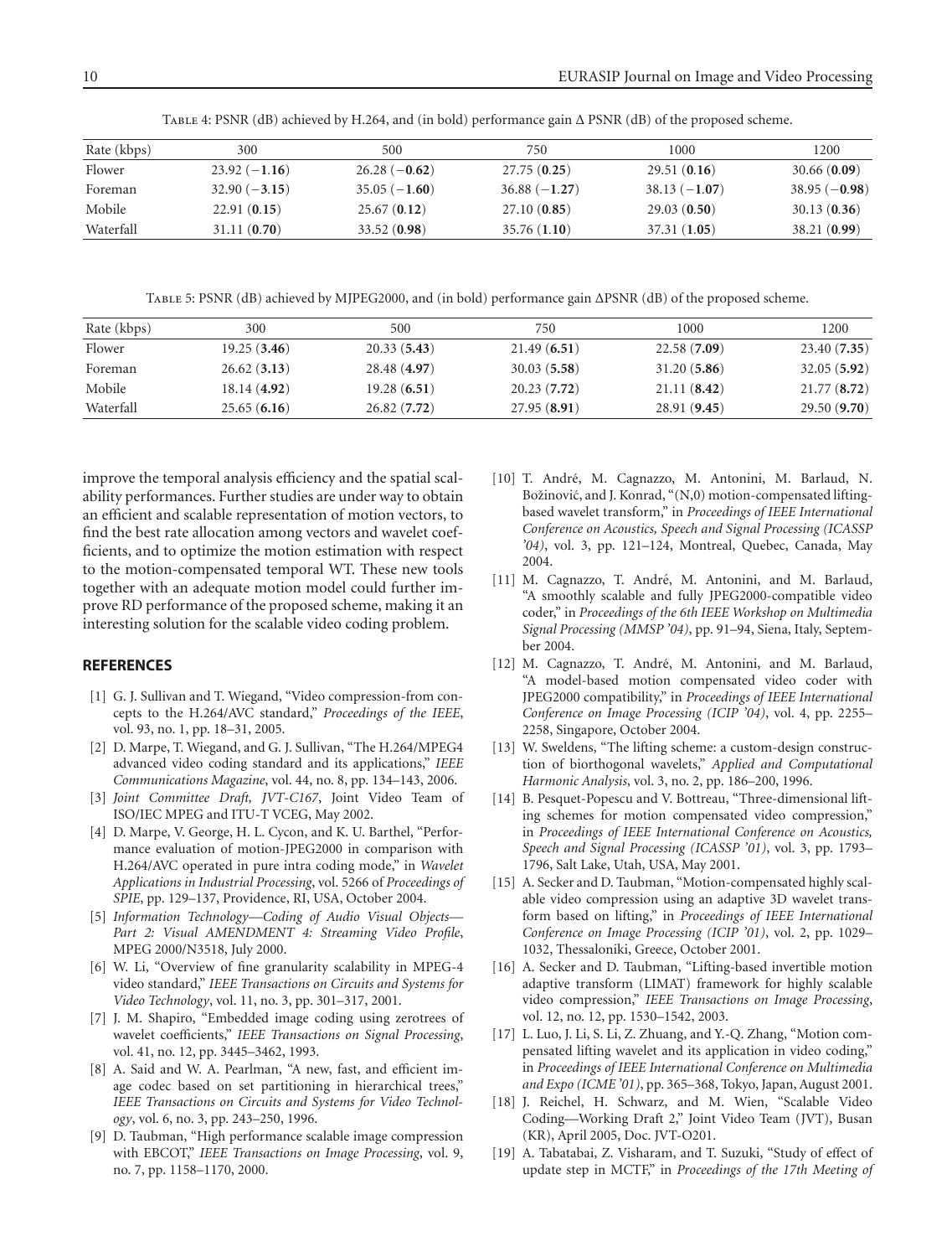Table 4: PSNR (dB) achieved by H.264, and (in bold) performance gain Δ PSNR (dB) of the proposed scheme.

| Rate (kbps) | 300 | 500 | 750 | 1000 | 1200 |
|---|---|---|---|---|---|
| Flower | 23.92 (**−1.16**) | 26.28 (**−0.62**) | 27.75 (**0.25**) | 29.51 (**0.16**) | 30.66 (**0.09**) |
| Foreman | 32.90 (**−3.15**) | 35.05 (**−1.60**) | 36.88 (**−1.27**) | 38.13 (**−1.07**) | 38.95 (**−0.98**) |
| Mobile | 22.91 (**0.15**) | 25.67 (**0.12**) | 27.10 (**0.85**) | 29.03 (**0.50**) | 30.13 (**0.36**) |
| Waterfall | 31.11 (**0.70**) | 33.52 (**0.98**) | 35.76 (**1.10**) | 37.31 (**1.05**) | 38.21 (**0.99**) |

Table 5: PSNR (dB) achieved by MJPEG2000, and (in bold) performance gain ΔPSNR (dB) of the proposed scheme.

| Rate (kbps) | 300 | 500 | 750 | 1000 | 1200 |
|---|---|---|---|---|---|
| Flower | 19.25 (**3.46**) | 20.33 (**5.43**) | 21.49 (**6.51**) | 22.58 (**7.09**) | 23.40 (**7.35**) |
| Foreman | 26.62 (**3.13**) | 28.48 (**4.97**) | 30.03 (**5.58**) | 31.20 (**5.86**) | 32.05 (**5.92**) |
| Mobile | 18.14 (**4.92**) | 19.28 (**6.51**) | 20.23 (**7.72**) | 21.11 (**8.42**) | 21.77 (**8.72**) |
| Waterfall | 25.65 (**6.16**) | 26.82 (**7.72**) | 27.95 (**8.91**) | 28.91 (**9.45**) | 29.50 (**9.70**) |

improve the temporal analysis efficiency and the spatial scalability performances. Further studies are under way to obtain an efficient and scalable representation of motion vectors, to find the best rate allocation among vectors and wavelet coefficients, and to optimize the motion estimation with respect to the motion-compensated temporal WT. These new tools together with an adequate motion model could further improve RD performance of the proposed scheme, making it an interesting solution for the scalable video coding problem.

## REFERENCES

[1] G. J. Sullivan and T. Wiegand, "Video compression-from concepts to the H.264/AVC standard," *Proceedings of the IEEE*, vol. 93, no. 1, pp. 18–31, 2005.

[2] D. Marpe, T. Wiegand, and G. J. Sullivan, "The H.264/MPEG4 advanced video coding standard and its applications," *IEEE Communications Magazine*, vol. 44, no. 8, pp. 134–143, 2006.

[3] *Joint Committee Draft, JVT-C167*, Joint Video Team of ISO/IEC MPEG and ITU-T VCEG, May 2002.

[4] D. Marpe, V. George, H. L. Cycon, and K. U. Barthel, "Performance evaluation of motion-JPEG2000 in comparison with H.264/AVC operated in pure intra coding mode," in *Wavelet Applications in Industrial Processing*, vol. 5266 of *Proceedings of SPIE*, pp. 129–137, Providence, RI, USA, October 2004.

[5] *Information Technology—Coding of Audio Visual Objects—Part 2: Visual AMENDMENT 4: Streaming Video Profile*, MPEG 2000/N3518, July 2000.

[6] W. Li, "Overview of fine granularity scalability in MPEG-4 video standard," *IEEE Transactions on Circuits and Systems for Video Technology*, vol. 11, no. 3, pp. 301–317, 2001.

[7] J. M. Shapiro, "Embedded image coding using zerotrees of wavelet coefficients," *IEEE Transactions on Signal Processing*, vol. 41, no. 12, pp. 3445–3462, 1993.

[8] A. Said and W. A. Pearlman, "A new, fast, and efficient image codec based on set partitioning in hierarchical trees," *IEEE Transactions on Circuits and Systems for Video Technology*, vol. 6, no. 3, pp. 243–250, 1996.

[9] D. Taubman, "High performance scalable image compression with EBCOT," *IEEE Transactions on Image Processing*, vol. 9, no. 7, pp. 1158–1170, 2000.

[10] T. André, M. Cagnazzo, M. Antonini, M. Barlaud, N. Božinović, and J. Konrad, "(N,0) motion-compensated lifting-based wavelet transform," in *Proceedings of IEEE International Conference on Acoustics, Speech and Signal Processing (ICASSP '04)*, vol. 3, pp. 121–124, Montreal, Quebec, Canada, May 2004.

[11] M. Cagnazzo, T. André, M. Antonini, and M. Barlaud, "A smoothly scalable and fully JPEG2000-compatible video coder," in *Proceedings of the 6th IEEE Workshop on Multimedia Signal Processing (MMSP '04)*, pp. 91–94, Siena, Italy, September 2004.

[12] M. Cagnazzo, T. André, M. Antonini, and M. Barlaud, "A model-based motion compensated video coder with JPEG2000 compatibility," in *Proceedings of IEEE International Conference on Image Processing (ICIP '04)*, vol. 4, pp. 2255–2258, Singapore, October 2004.

[13] W. Sweldens, "The lifting scheme: a custom-design construction of biorthogonal wavelets," *Applied and Computational Harmonic Analysis*, vol. 3, no. 2, pp. 186–200, 1996.

[14] B. Pesquet-Popescu and V. Bottreau, "Three-dimensional lifting schemes for motion compensated video compression," in *Proceedings of IEEE International Conference on Acoustics, Speech and Signal Processing (ICASSP '01)*, vol. 3, pp. 1793–1796, Salt Lake, Utah, USA, May 2001.

[15] A. Secker and D. Taubman, "Motion-compensated highly scalable video compression using an adaptive 3D wavelet transform based on lifting," in *Proceedings of IEEE International Conference on Image Processing (ICIP '01)*, vol. 2, pp. 1029–1032, Thessaloniki, Greece, October 2001.

[16] A. Secker and D. Taubman, "Lifting-based invertible motion adaptive transform (LIMAT) framework for highly scalable video compression," *IEEE Transactions on Image Processing*, vol. 12, no. 12, pp. 1530–1542, 2003.

[17] L. Luo, J. Li, S. Li, Z. Zhuang, and Y.-Q. Zhang, "Motion compensated lifting wavelet and its application in video coding," in *Proceedings of IEEE International Conference on Multimedia and Expo (ICME '01)*, pp. 365–368, Tokyo, Japan, August 2001.

[18] J. Reichel, H. Schwarz, and M. Wien, "Scalable Video Coding—Working Draft 2," Joint Video Team (JVT), Busan (KR), April 2005, Doc. JVT-O201.

[19] A. Tabatabai, Z. Visharam, and T. Suzuki, "Study of effect of update step in MCTF," in *Proceedings of the 17th Meeting of*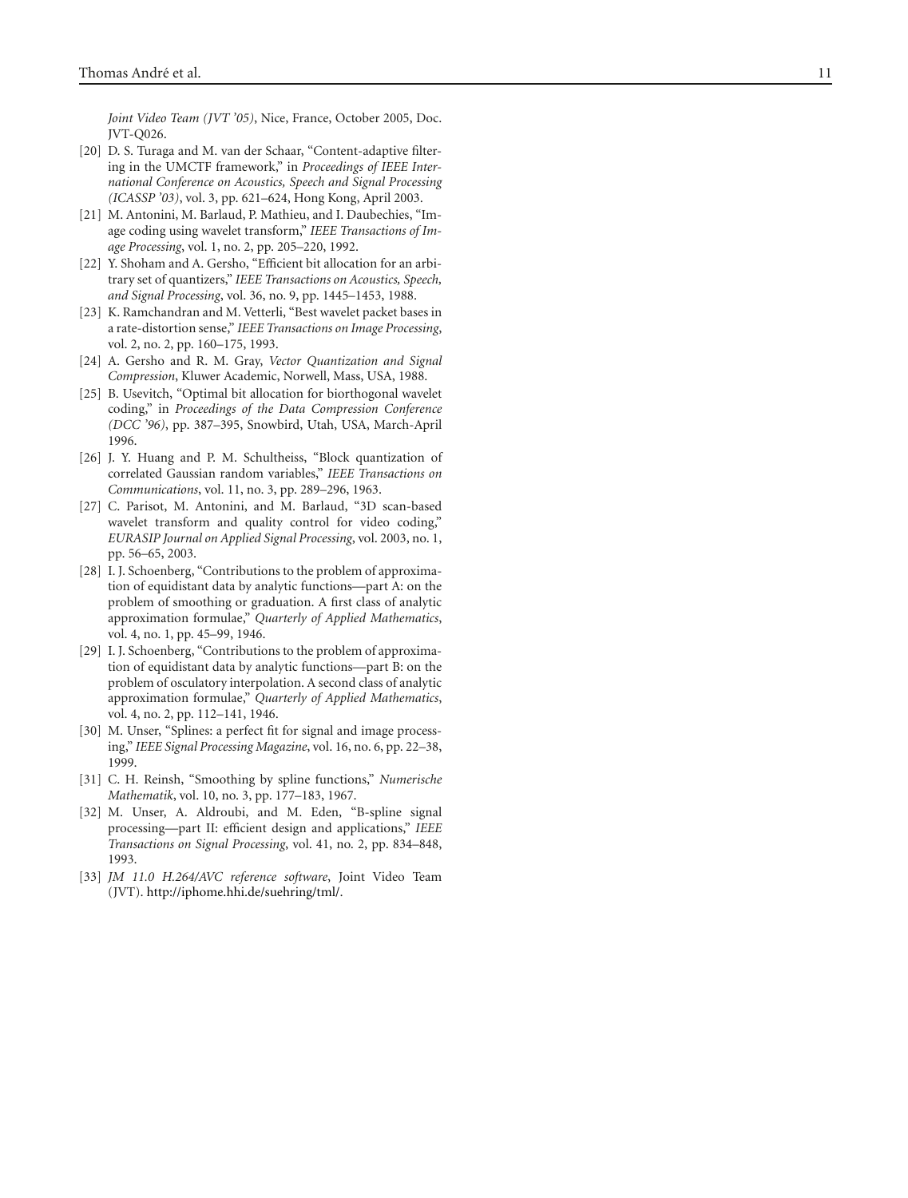*Joint Video Team (JVT '05)*, Nice, France, October 2005, Doc. JVT-Q026.

[20] D. S. Turaga and M. van der Schaar, "Content-adaptive filtering in the UMCTF framework," in *Proceedings of IEEE International Conference on Acoustics, Speech and Signal Processing (ICASSP '03)*, vol. 3, pp. 621–624, Hong Kong, April 2003.

[21] M. Antonini, M. Barlaud, P. Mathieu, and I. Daubechies, "Image coding using wavelet transform," *IEEE Transactions of Image Processing*, vol. 1, no. 2, pp. 205–220, 1992.

[22] Y. Shoham and A. Gersho, "Efficient bit allocation for an arbitrary set of quantizers," *IEEE Transactions on Acoustics, Speech, and Signal Processing*, vol. 36, no. 9, pp. 1445–1453, 1988.

[23] K. Ramchandran and M. Vetterli, "Best wavelet packet bases in a rate-distortion sense," *IEEE Transactions on Image Processing*, vol. 2, no. 2, pp. 160–175, 1993.

[24] A. Gersho and R. M. Gray, *Vector Quantization and Signal Compression*, Kluwer Academic, Norwell, Mass, USA, 1988.

[25] B. Usevitch, "Optimal bit allocation for biorthogonal wavelet coding," in *Proceedings of the Data Compression Conference (DCC '96)*, pp. 387–395, Snowbird, Utah, USA, March-April 1996.

[26] J. Y. Huang and P. M. Schultheiss, "Block quantization of correlated Gaussian random variables," *IEEE Transactions on Communications*, vol. 11, no. 3, pp. 289–296, 1963.

[27] C. Parisot, M. Antonini, and M. Barlaud, "3D scan-based wavelet transform and quality control for video coding," *EURASIP Journal on Applied Signal Processing*, vol. 2003, no. 1, pp. 56–65, 2003.

[28] I. J. Schoenberg, "Contributions to the problem of approximation of equidistant data by analytic functions—part A: on the problem of smoothing or graduation. A first class of analytic approximation formulae," *Quarterly of Applied Mathematics*, vol. 4, no. 1, pp. 45–99, 1946.

[29] I. J. Schoenberg, "Contributions to the problem of approximation of equidistant data by analytic functions—part B: on the problem of osculatory interpolation. A second class of analytic approximation formulae," *Quarterly of Applied Mathematics*, vol. 4, no. 2, pp. 112–141, 1946.

[30] M. Unser, "Splines: a perfect fit for signal and image processing," *IEEE Signal Processing Magazine*, vol. 16, no. 6, pp. 22–38, 1999.

[31] C. H. Reinsh, "Smoothing by spline functions," *Numerische Mathematik*, vol. 10, no. 3, pp. 177–183, 1967.

[32] M. Unser, A. Aldroubi, and M. Eden, "B-spline signal processing—part II: efficient design and applications," *IEEE Transactions on Signal Processing*, vol. 41, no. 2, pp. 834–848, 1993.

[33] *JM 11.0 H.264/AVC reference software*, Joint Video Team (JVT). http://iphome.hhi.de/suehring/tml/.